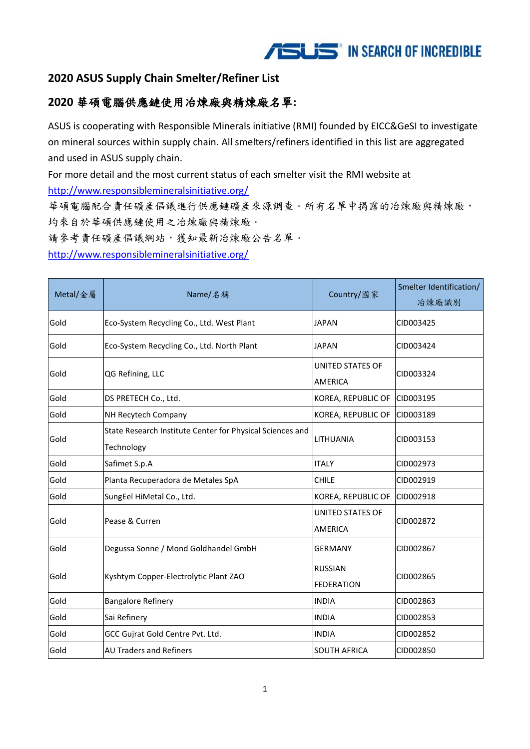## 2020 ASUS Supply Chain Smelter/Refiner List

## 2020 華碩電腦供應鏈使用冶煉廠與精煉廠名單:

ASUS is cooperating with Responsible Minerals initiative (RMI) founded by EICC&GeSI to investigate on mineral sources within supply chain. All smelters/refiners identified in this list are aggregated and used in ASUS supply chain.

For more detail and the most current status of each smelter visit the RMI website at

http://www.responsiblemineralsinitiative.org/

華碩電腦配合責任礦產倡議進行供應鏈礦產來源調查。所有名單中揭露的冶煉廠與精煉廠，均來自於華碩供應鏈使用之冶煉廠與精煉廠。

請參考責任礦產倡議網站，獲知最新冶煉廠公告名單。

http://www.responsiblemineralsinitiative.org/

| Metal/金屬 | Name/名稱 | Country/國家 | Smelter Identification/冶煉廠識別 |
|---|---|---|---|
| Gold | Eco-System Recycling Co., Ltd. West Plant | JAPAN | CID003425 |
| Gold | Eco-System Recycling Co., Ltd. North Plant | JAPAN | CID003424 |
| Gold | QG Refining, LLC | UNITED STATES OF AMERICA | CID003324 |
| Gold | DS PRETECH Co., Ltd. | KOREA, REPUBLIC OF | CID003195 |
| Gold | NH Recytech Company | KOREA, REPUBLIC OF | CID003189 |
| Gold | State Research Institute Center for Physical Sciences and Technology | LITHUANIA | CID003153 |
| Gold | Safimet S.p.A | ITALY | CID002973 |
| Gold | Planta Recuperadora de Metales SpA | CHILE | CID002919 |
| Gold | SungEel HiMetal Co., Ltd. | KOREA, REPUBLIC OF | CID002918 |
| Gold | Pease & Curren | UNITED STATES OF AMERICA | CID002872 |
| Gold | Degussa Sonne / Mond Goldhandel GmbH | GERMANY | CID002867 |
| Gold | Kyshtym Copper-Electrolytic Plant ZAO | RUSSIAN FEDERATION | CID002865 |
| Gold | Bangalore Refinery | INDIA | CID002863 |
| Gold | Sai Refinery | INDIA | CID002853 |
| Gold | GCC Gujrat Gold Centre Pvt. Ltd. | INDIA | CID002852 |
| Gold | AU Traders and Refiners | SOUTH AFRICA | CID002850 |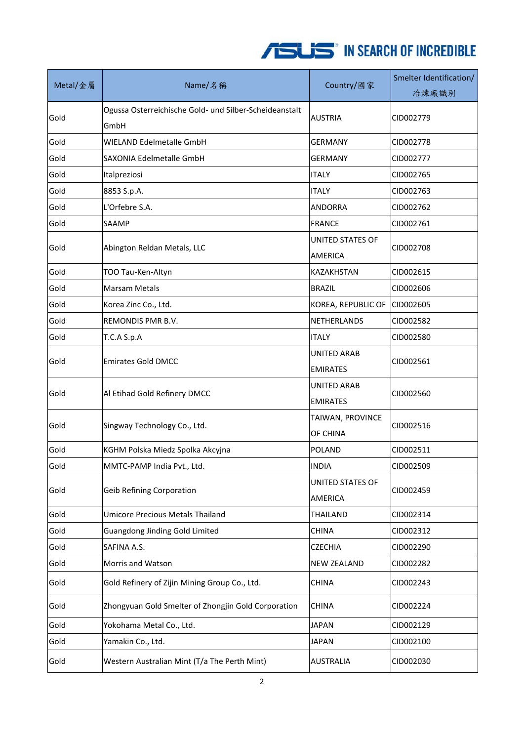| Metal/金屬 | Name/名稱 | Country/國家 | Smelter Identification/冶煉廠識別 |
|---|---|---|---|
| Gold | Ogussa Osterreichische Gold- und Silber-Scheideanstalt GmbH | AUSTRIA | CID002779 |
| Gold | WIELAND Edelmetalle GmbH | GERMANY | CID002778 |
| Gold | SAXONIA Edelmetalle GmbH | GERMANY | CID002777 |
| Gold | Italpreziosi | ITALY | CID002765 |
| Gold | 8853 S.p.A. | ITALY | CID002763 |
| Gold | L'Orfebre S.A. | ANDORRA | CID002762 |
| Gold | SAAMP | FRANCE | CID002761 |
| Gold | Abington Reldan Metals, LLC | UNITED STATES OF AMERICA | CID002708 |
| Gold | TOO Tau-Ken-Altyn | KAZAKHSTAN | CID002615 |
| Gold | Marsam Metals | BRAZIL | CID002606 |
| Gold | Korea Zinc Co., Ltd. | KOREA, REPUBLIC OF | CID002605 |
| Gold | REMONDIS PMR B.V. | NETHERLANDS | CID002582 |
| Gold | T.C.A S.p.A | ITALY | CID002580 |
| Gold | Emirates Gold DMCC | UNITED ARAB EMIRATES | CID002561 |
| Gold | Al Etihad Gold Refinery DMCC | UNITED ARAB EMIRATES | CID002560 |
| Gold | Singway Technology Co., Ltd. | TAIWAN, PROVINCE OF CHINA | CID002516 |
| Gold | KGHM Polska Miedz Spolka Akcyjna | POLAND | CID002511 |
| Gold | MMTC-PAMP India Pvt., Ltd. | INDIA | CID002509 |
| Gold | Geib Refining Corporation | UNITED STATES OF AMERICA | CID002459 |
| Gold | Umicore Precious Metals Thailand | THAILAND | CID002314 |
| Gold | Guangdong Jinding Gold Limited | CHINA | CID002312 |
| Gold | SAFINA A.S. | CZECHIA | CID002290 |
| Gold | Morris and Watson | NEW ZEALAND | CID002282 |
| Gold | Gold Refinery of Zijin Mining Group Co., Ltd. | CHINA | CID002243 |
| Gold | Zhongyuan Gold Smelter of Zhongjin Gold Corporation | CHINA | CID002224 |
| Gold | Yokohama Metal Co., Ltd. | JAPAN | CID002129 |
| Gold | Yamakin Co., Ltd. | JAPAN | CID002100 |
| Gold | Western Australian Mint (T/a The Perth Mint) | AUSTRALIA | CID002030 |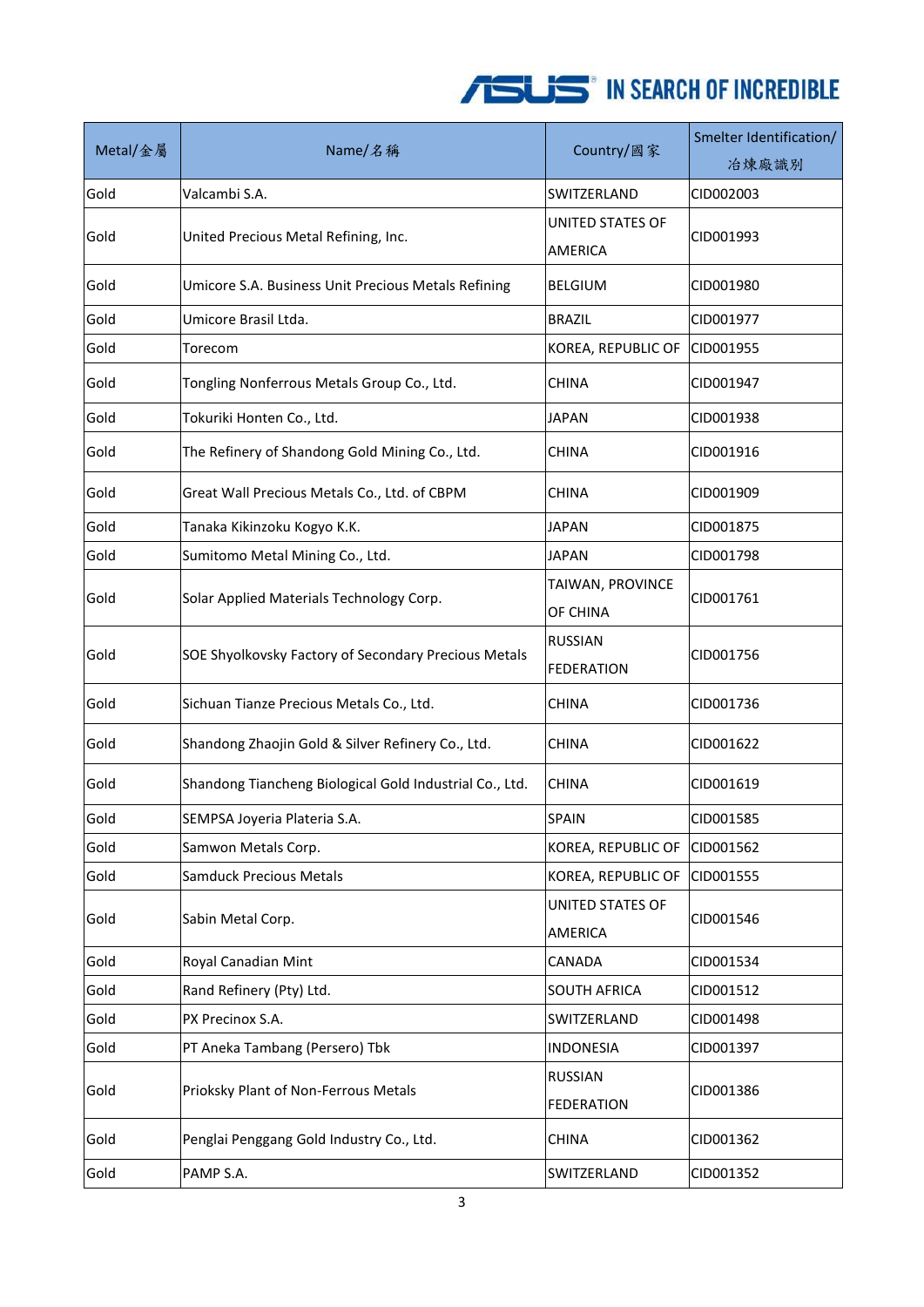| Metal/金屬 | Name/名稱 | Country/國家 | Smelter Identification/冶煉廠識別 |
|---|---|---|---|
| Gold | Valcambi S.A. | SWITZERLAND | CID002003 |
| Gold | United Precious Metal Refining, Inc. | UNITED STATES OF AMERICA | CID001993 |
| Gold | Umicore S.A. Business Unit Precious Metals Refining | BELGIUM | CID001980 |
| Gold | Umicore Brasil Ltda. | BRAZIL | CID001977 |
| Gold | Torecom | KOREA, REPUBLIC OF | CID001955 |
| Gold | Tongling Nonferrous Metals Group Co., Ltd. | CHINA | CID001947 |
| Gold | Tokuriki Honten Co., Ltd. | JAPAN | CID001938 |
| Gold | The Refinery of Shandong Gold Mining Co., Ltd. | CHINA | CID001916 |
| Gold | Great Wall Precious Metals Co., Ltd. of CBPM | CHINA | CID001909 |
| Gold | Tanaka Kikinzoku Kogyo K.K. | JAPAN | CID001875 |
| Gold | Sumitomo Metal Mining Co., Ltd. | JAPAN | CID001798 |
| Gold | Solar Applied Materials Technology Corp. | TAIWAN, PROVINCE OF CHINA | CID001761 |
| Gold | SOE Shyolkovsky Factory of Secondary Precious Metals | RUSSIAN FEDERATION | CID001756 |
| Gold | Sichuan Tianze Precious Metals Co., Ltd. | CHINA | CID001736 |
| Gold | Shandong Zhaojin Gold & Silver Refinery Co., Ltd. | CHINA | CID001622 |
| Gold | Shandong Tiancheng Biological Gold Industrial Co., Ltd. | CHINA | CID001619 |
| Gold | SEMPSA Joyeria Plateria S.A. | SPAIN | CID001585 |
| Gold | Samwon Metals Corp. | KOREA, REPUBLIC OF | CID001562 |
| Gold | Samduck Precious Metals | KOREA, REPUBLIC OF | CID001555 |
| Gold | Sabin Metal Corp. | UNITED STATES OF AMERICA | CID001546 |
| Gold | Royal Canadian Mint | CANADA | CID001534 |
| Gold | Rand Refinery (Pty) Ltd. | SOUTH AFRICA | CID001512 |
| Gold | PX Precinox S.A. | SWITZERLAND | CID001498 |
| Gold | PT Aneka Tambang (Persero) Tbk | INDONESIA | CID001397 |
| Gold | Prioksky Plant of Non-Ferrous Metals | RUSSIAN FEDERATION | CID001386 |
| Gold | Penglai Penggang Gold Industry Co., Ltd. | CHINA | CID001362 |
| Gold | PAMP S.A. | SWITZERLAND | CID001352 |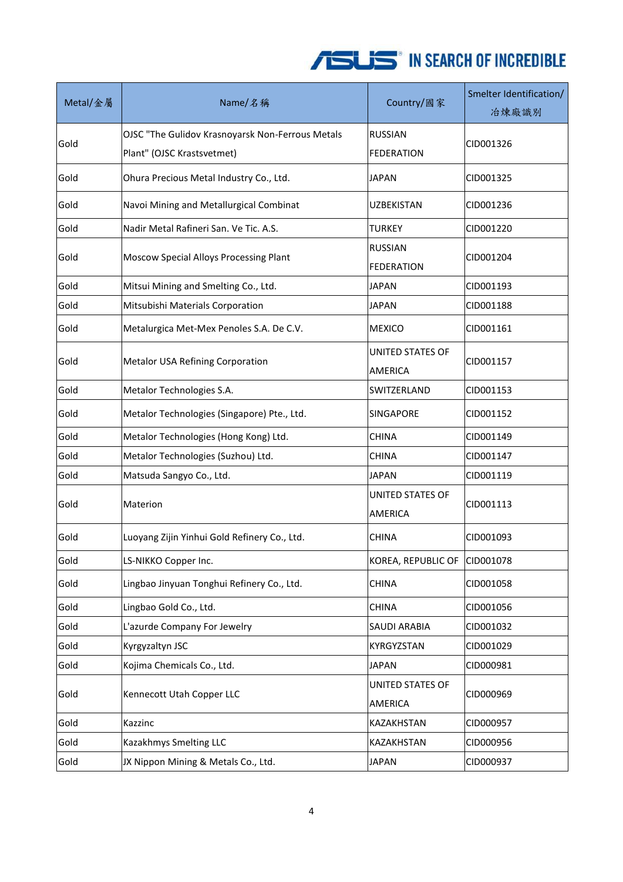| Metal/金屬 | Name/名稱 | Country/國家 | Smelter Identification/冶煉廠識別 |
|---|---|---|---|
| Gold | OJSC "The Gulidov Krasnoyarsk Non-Ferrous Metals Plant" (OJSC Krastsvetmet) | RUSSIAN FEDERATION | CID001326 |
| Gold | Ohura Precious Metal Industry Co., Ltd. | JAPAN | CID001325 |
| Gold | Navoi Mining and Metallurgical Combinat | UZBEKISTAN | CID001236 |
| Gold | Nadir Metal Rafineri San. Ve Tic. A.S. | TURKEY | CID001220 |
| Gold | Moscow Special Alloys Processing Plant | RUSSIAN FEDERATION | CID001204 |
| Gold | Mitsui Mining and Smelting Co., Ltd. | JAPAN | CID001193 |
| Gold | Mitsubishi Materials Corporation | JAPAN | CID001188 |
| Gold | Metalurgica Met-Mex Penoles S.A. De C.V. | MEXICO | CID001161 |
| Gold | Metalor USA Refining Corporation | UNITED STATES OF AMERICA | CID001157 |
| Gold | Metalor Technologies S.A. | SWITZERLAND | CID001153 |
| Gold | Metalor Technologies (Singapore) Pte., Ltd. | SINGAPORE | CID001152 |
| Gold | Metalor Technologies (Hong Kong) Ltd. | CHINA | CID001149 |
| Gold | Metalor Technologies (Suzhou) Ltd. | CHINA | CID001147 |
| Gold | Matsuda Sangyo Co., Ltd. | JAPAN | CID001119 |
| Gold | Materion | UNITED STATES OF AMERICA | CID001113 |
| Gold | Luoyang Zijin Yinhui Gold Refinery Co., Ltd. | CHINA | CID001093 |
| Gold | LS-NIKKO Copper Inc. | KOREA, REPUBLIC OF | CID001078 |
| Gold | Lingbao Jinyuan Tonghui Refinery Co., Ltd. | CHINA | CID001058 |
| Gold | Lingbao Gold Co., Ltd. | CHINA | CID001056 |
| Gold | L'azurde Company For Jewelry | SAUDI ARABIA | CID001032 |
| Gold | Kyrgyzaltyn JSC | KYRGYZSTAN | CID001029 |
| Gold | Kojima Chemicals Co., Ltd. | JAPAN | CID000981 |
| Gold | Kennecott Utah Copper LLC | UNITED STATES OF AMERICA | CID000969 |
| Gold | Kazzinc | KAZAKHSTAN | CID000957 |
| Gold | Kazakhmys Smelting LLC | KAZAKHSTAN | CID000956 |
| Gold | JX Nippon Mining & Metals Co., Ltd. | JAPAN | CID000937 |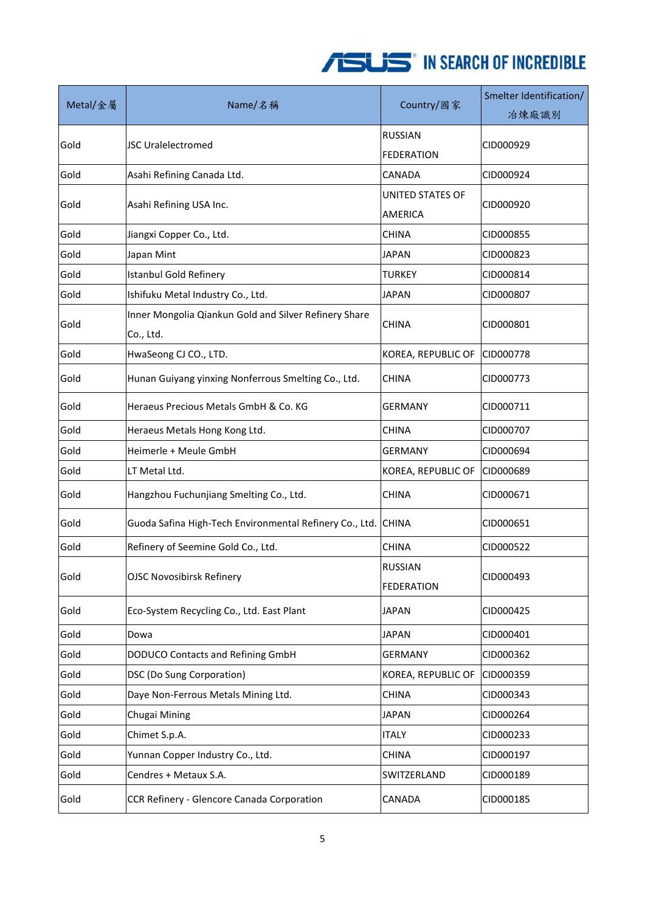| Metal/金屬 | Name/名稱 | Country/國家 | Smelter Identification/冶煉廠識別 |
|---|---|---|---|
| Gold | JSC Uralelectromed | RUSSIAN FEDERATION | CID000929 |
| Gold | Asahi Refining Canada Ltd. | CANADA | CID000924 |
| Gold | Asahi Refining USA Inc. | UNITED STATES OF AMERICA | CID000920 |
| Gold | Jiangxi Copper Co., Ltd. | CHINA | CID000855 |
| Gold | Japan Mint | JAPAN | CID000823 |
| Gold | Istanbul Gold Refinery | TURKEY | CID000814 |
| Gold | Ishifuku Metal Industry Co., Ltd. | JAPAN | CID000807 |
| Gold | Inner Mongolia Qiankun Gold and Silver Refinery Share Co., Ltd. | CHINA | CID000801 |
| Gold | HwaSeong CJ CO., LTD. | KOREA, REPUBLIC OF | CID000778 |
| Gold | Hunan Guiyang yinxing Nonferrous Smelting Co., Ltd. | CHINA | CID000773 |
| Gold | Heraeus Precious Metals GmbH & Co. KG | GERMANY | CID000711 |
| Gold | Heraeus Metals Hong Kong Ltd. | CHINA | CID000707 |
| Gold | Heimerle + Meule GmbH | GERMANY | CID000694 |
| Gold | LT Metal Ltd. | KOREA, REPUBLIC OF | CID000689 |
| Gold | Hangzhou Fuchunjiang Smelting Co., Ltd. | CHINA | CID000671 |
| Gold | Guoda Safina High-Tech Environmental Refinery Co., Ltd. | CHINA | CID000651 |
| Gold | Refinery of Seemine Gold Co., Ltd. | CHINA | CID000522 |
| Gold | OJSC Novosibirsk Refinery | RUSSIAN FEDERATION | CID000493 |
| Gold | Eco-System Recycling Co., Ltd. East Plant | JAPAN | CID000425 |
| Gold | Dowa | JAPAN | CID000401 |
| Gold | DODUCO Contacts and Refining GmbH | GERMANY | CID000362 |
| Gold | DSC (Do Sung Corporation) | KOREA, REPUBLIC OF | CID000359 |
| Gold | Daye Non-Ferrous Metals Mining Ltd. | CHINA | CID000343 |
| Gold | Chugai Mining | JAPAN | CID000264 |
| Gold | Chimet S.p.A. | ITALY | CID000233 |
| Gold | Yunnan Copper Industry Co., Ltd. | CHINA | CID000197 |
| Gold | Cendres + Metaux S.A. | SWITZERLAND | CID000189 |
| Gold | CCR Refinery - Glencore Canada Corporation | CANADA | CID000185 |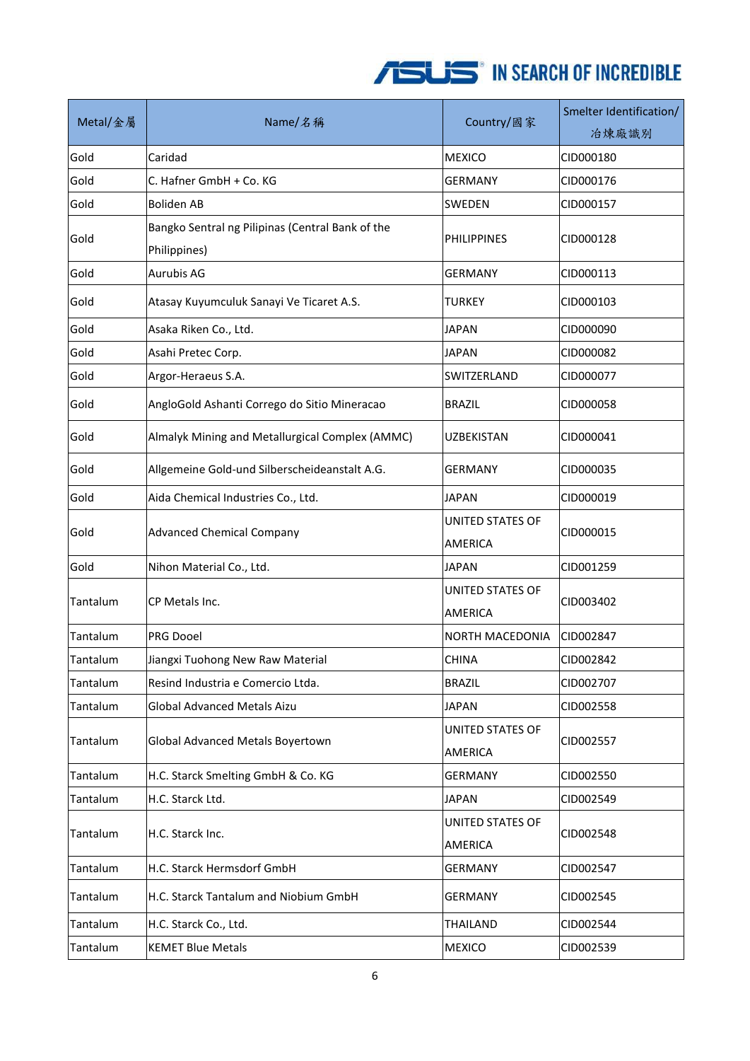| Metal/金屬 | Name/名稱 | Country/國家 | Smelter Identification/冶煉廠識別 |
|---|---|---|---|
| Gold | Caridad | MEXICO | CID000180 |
| Gold | C. Hafner GmbH + Co. KG | GERMANY | CID000176 |
| Gold | Boliden AB | SWEDEN | CID000157 |
| Gold | Bangko Sentral ng Pilipinas (Central Bank of the Philippines) | PHILIPPINES | CID000128 |
| Gold | Aurubis AG | GERMANY | CID000113 |
| Gold | Atasay Kuyumculuk Sanayi Ve Ticaret A.S. | TURKEY | CID000103 |
| Gold | Asaka Riken Co., Ltd. | JAPAN | CID000090 |
| Gold | Asahi Pretec Corp. | JAPAN | CID000082 |
| Gold | Argor-Heraeus S.A. | SWITZERLAND | CID000077 |
| Gold | AngloGold Ashanti Corrego do Sitio Mineracao | BRAZIL | CID000058 |
| Gold | Almalyk Mining and Metallurgical Complex (AMMC) | UZBEKISTAN | CID000041 |
| Gold | Allgemeine Gold-und Silberscheideanstalt A.G. | GERMANY | CID000035 |
| Gold | Aida Chemical Industries Co., Ltd. | JAPAN | CID000019 |
| Gold | Advanced Chemical Company | UNITED STATES OF AMERICA | CID000015 |
| Gold | Nihon Material Co., Ltd. | JAPAN | CID001259 |
| Tantalum | CP Metals Inc. | UNITED STATES OF AMERICA | CID003402 |
| Tantalum | PRG Dooel | NORTH MACEDONIA | CID002847 |
| Tantalum | Jiangxi Tuohong New Raw Material | CHINA | CID002842 |
| Tantalum | Resind Industria e Comercio Ltda. | BRAZIL | CID002707 |
| Tantalum | Global Advanced Metals Aizu | JAPAN | CID002558 |
| Tantalum | Global Advanced Metals Boyertown | UNITED STATES OF AMERICA | CID002557 |
| Tantalum | H.C. Starck Smelting GmbH & Co. KG | GERMANY | CID002550 |
| Tantalum | H.C. Starck Ltd. | JAPAN | CID002549 |
| Tantalum | H.C. Starck Inc. | UNITED STATES OF AMERICA | CID002548 |
| Tantalum | H.C. Starck Hermsdorf GmbH | GERMANY | CID002547 |
| Tantalum | H.C. Starck Tantalum and Niobium GmbH | GERMANY | CID002545 |
| Tantalum | H.C. Starck Co., Ltd. | THAILAND | CID002544 |
| Tantalum | KEMET Blue Metals | MEXICO | CID002539 |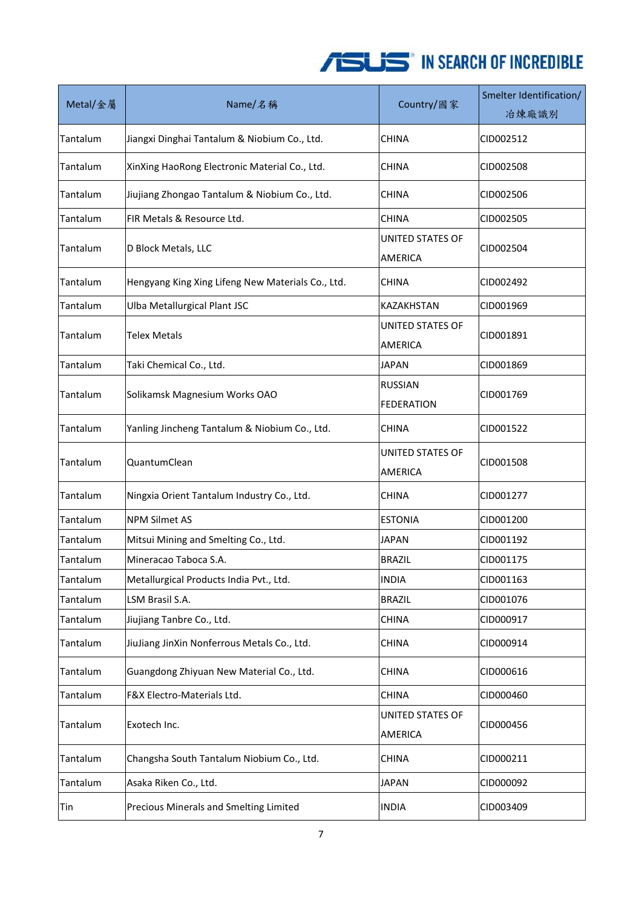| Metal/金屬 | Name/名稱 | Country/國家 | Smelter Identification/冶煉廠識別 |
|---|---|---|---|
| Tantalum | Jiangxi Dinghai Tantalum & Niobium Co., Ltd. | CHINA | CID002512 |
| Tantalum | XinXing HaoRong Electronic Material Co., Ltd. | CHINA | CID002508 |
| Tantalum | Jiujiang Zhongao Tantalum & Niobium Co., Ltd. | CHINA | CID002506 |
| Tantalum | FIR Metals & Resource Ltd. | CHINA | CID002505 |
| Tantalum | D Block Metals, LLC | UNITED STATES OF AMERICA | CID002504 |
| Tantalum | Hengyang King Xing Lifeng New Materials Co., Ltd. | CHINA | CID002492 |
| Tantalum | Ulba Metallurgical Plant JSC | KAZAKHSTAN | CID001969 |
| Tantalum | Telex Metals | UNITED STATES OF AMERICA | CID001891 |
| Tantalum | Taki Chemical Co., Ltd. | JAPAN | CID001869 |
| Tantalum | Solikamsk Magnesium Works OAO | RUSSIAN FEDERATION | CID001769 |
| Tantalum | Yanling Jincheng Tantalum & Niobium Co., Ltd. | CHINA | CID001522 |
| Tantalum | QuantumClean | UNITED STATES OF AMERICA | CID001508 |
| Tantalum | Ningxia Orient Tantalum Industry Co., Ltd. | CHINA | CID001277 |
| Tantalum | NPM Silmet AS | ESTONIA | CID001200 |
| Tantalum | Mitsui Mining and Smelting Co., Ltd. | JAPAN | CID001192 |
| Tantalum | Mineracao Taboca S.A. | BRAZIL | CID001175 |
| Tantalum | Metallurgical Products India Pvt., Ltd. | INDIA | CID001163 |
| Tantalum | LSM Brasil S.A. | BRAZIL | CID001076 |
| Tantalum | Jiujiang Tanbre Co., Ltd. | CHINA | CID000917 |
| Tantalum | JiuJiang JinXin Nonferrous Metals Co., Ltd. | CHINA | CID000914 |
| Tantalum | Guangdong Zhiyuan New Material Co., Ltd. | CHINA | CID000616 |
| Tantalum | F&X Electro-Materials Ltd. | CHINA | CID000460 |
| Tantalum | Exotech Inc. | UNITED STATES OF AMERICA | CID000456 |
| Tantalum | Changsha South Tantalum Niobium Co., Ltd. | CHINA | CID000211 |
| Tantalum | Asaka Riken Co., Ltd. | JAPAN | CID000092 |
| Tin | Precious Minerals and Smelting Limited | INDIA | CID003409 |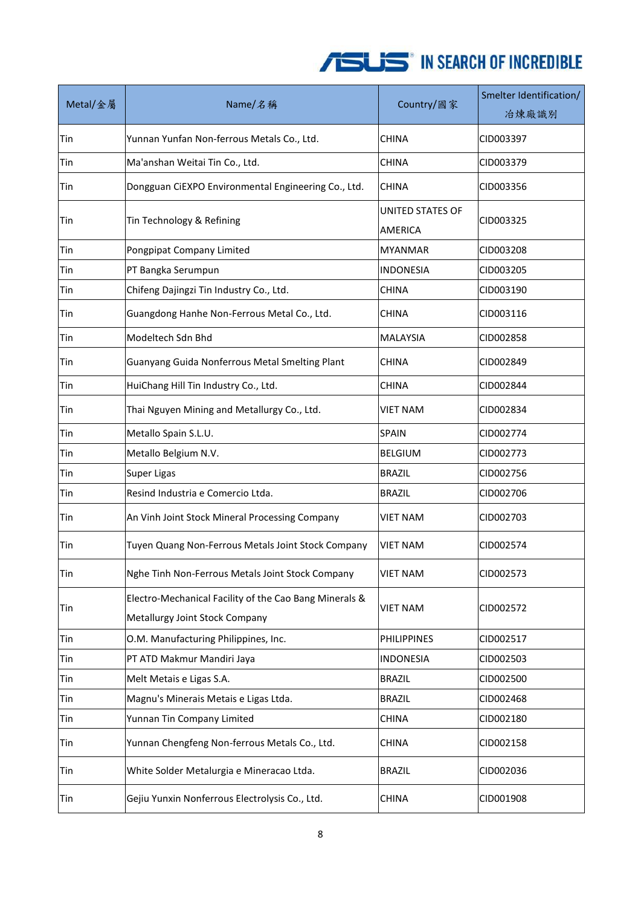| Metal/金屬 | Name/名稱 | Country/國家 | Smelter Identification/冶煉廠識別 |
|---|---|---|---|
| Tin | Yunnan Yunfan Non-ferrous Metals Co., Ltd. | CHINA | CID003397 |
| Tin | Ma'anshan Weitai Tin Co., Ltd. | CHINA | CID003379 |
| Tin | Dongguan CiEXPO Environmental Engineering Co., Ltd. | CHINA | CID003356 |
| Tin | Tin Technology & Refining | UNITED STATES OF AMERICA | CID003325 |
| Tin | Pongpipat Company Limited | MYANMAR | CID003208 |
| Tin | PT Bangka Serumpun | INDONESIA | CID003205 |
| Tin | Chifeng Dajingzi Tin Industry Co., Ltd. | CHINA | CID003190 |
| Tin | Guangdong Hanhe Non-Ferrous Metal Co., Ltd. | CHINA | CID003116 |
| Tin | Modeltech Sdn Bhd | MALAYSIA | CID002858 |
| Tin | Guanyang Guida Nonferrous Metal Smelting Plant | CHINA | CID002849 |
| Tin | HuiChang Hill Tin Industry Co., Ltd. | CHINA | CID002844 |
| Tin | Thai Nguyen Mining and Metallurgy Co., Ltd. | VIET NAM | CID002834 |
| Tin | Metallo Spain S.L.U. | SPAIN | CID002774 |
| Tin | Metallo Belgium N.V. | BELGIUM | CID002773 |
| Tin | Super Ligas | BRAZIL | CID002756 |
| Tin | Resind Industria e Comercio Ltda. | BRAZIL | CID002706 |
| Tin | An Vinh Joint Stock Mineral Processing Company | VIET NAM | CID002703 |
| Tin | Tuyen Quang Non-Ferrous Metals Joint Stock Company | VIET NAM | CID002574 |
| Tin | Nghe Tinh Non-Ferrous Metals Joint Stock Company | VIET NAM | CID002573 |
| Tin | Electro-Mechanical Facility of the Cao Bang Minerals & Metallurgy Joint Stock Company | VIET NAM | CID002572 |
| Tin | O.M. Manufacturing Philippines, Inc. | PHILIPPINES | CID002517 |
| Tin | PT ATD Makmur Mandiri Jaya | INDONESIA | CID002503 |
| Tin | Melt Metais e Ligas S.A. | BRAZIL | CID002500 |
| Tin | Magnu's Minerais Metais e Ligas Ltda. | BRAZIL | CID002468 |
| Tin | Yunnan Tin Company Limited | CHINA | CID002180 |
| Tin | Yunnan Chengfeng Non-ferrous Metals Co., Ltd. | CHINA | CID002158 |
| Tin | White Solder Metalurgia e Mineracao Ltda. | BRAZIL | CID002036 |
| Tin | Gejiu Yunxin Nonferrous Electrolysis Co., Ltd. | CHINA | CID001908 |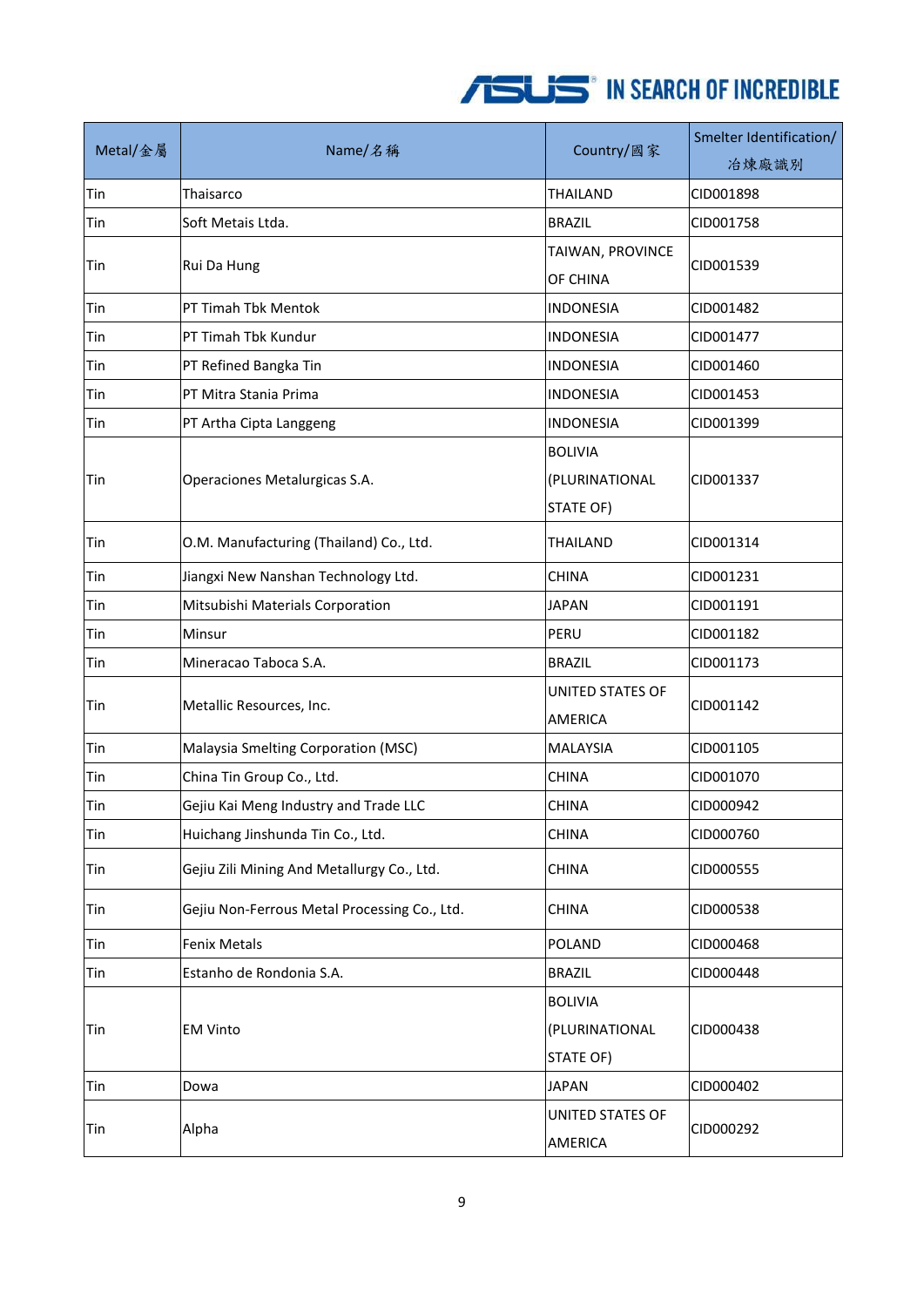| Metal/金屬 | Name/名稱 | Country/國家 | Smelter Identification/冶煉廠識別 |
|---|---|---|---|
| Tin | Thaisarco | THAILAND | CID001898 |
| Tin | Soft Metais Ltda. | BRAZIL | CID001758 |
| Tin | Rui Da Hung | TAIWAN, PROVINCE OF CHINA | CID001539 |
| Tin | PT Timah Tbk Mentok | INDONESIA | CID001482 |
| Tin | PT Timah Tbk Kundur | INDONESIA | CID001477 |
| Tin | PT Refined Bangka Tin | INDONESIA | CID001460 |
| Tin | PT Mitra Stania Prima | INDONESIA | CID001453 |
| Tin | PT Artha Cipta Langgeng | INDONESIA | CID001399 |
| Tin | Operaciones Metalurgicas S.A. | BOLIVIA (PLURINATIONAL STATE OF) | CID001337 |
| Tin | O.M. Manufacturing (Thailand) Co., Ltd. | THAILAND | CID001314 |
| Tin | Jiangxi New Nanshan Technology Ltd. | CHINA | CID001231 |
| Tin | Mitsubishi Materials Corporation | JAPAN | CID001191 |
| Tin | Minsur | PERU | CID001182 |
| Tin | Mineracao Taboca S.A. | BRAZIL | CID001173 |
| Tin | Metallic Resources, Inc. | UNITED STATES OF AMERICA | CID001142 |
| Tin | Malaysia Smelting Corporation (MSC) | MALAYSIA | CID001105 |
| Tin | China Tin Group Co., Ltd. | CHINA | CID001070 |
| Tin | Gejiu Kai Meng Industry and Trade LLC | CHINA | CID000942 |
| Tin | Huichang Jinshunda Tin Co., Ltd. | CHINA | CID000760 |
| Tin | Gejiu Zili Mining And Metallurgy Co., Ltd. | CHINA | CID000555 |
| Tin | Gejiu Non-Ferrous Metal Processing Co., Ltd. | CHINA | CID000538 |
| Tin | Fenix Metals | POLAND | CID000468 |
| Tin | Estanho de Rondonia S.A. | BRAZIL | CID000448 |
| Tin | EM Vinto | BOLIVIA (PLURINATIONAL STATE OF) | CID000438 |
| Tin | Dowa | JAPAN | CID000402 |
| Tin | Alpha | UNITED STATES OF AMERICA | CID000292 |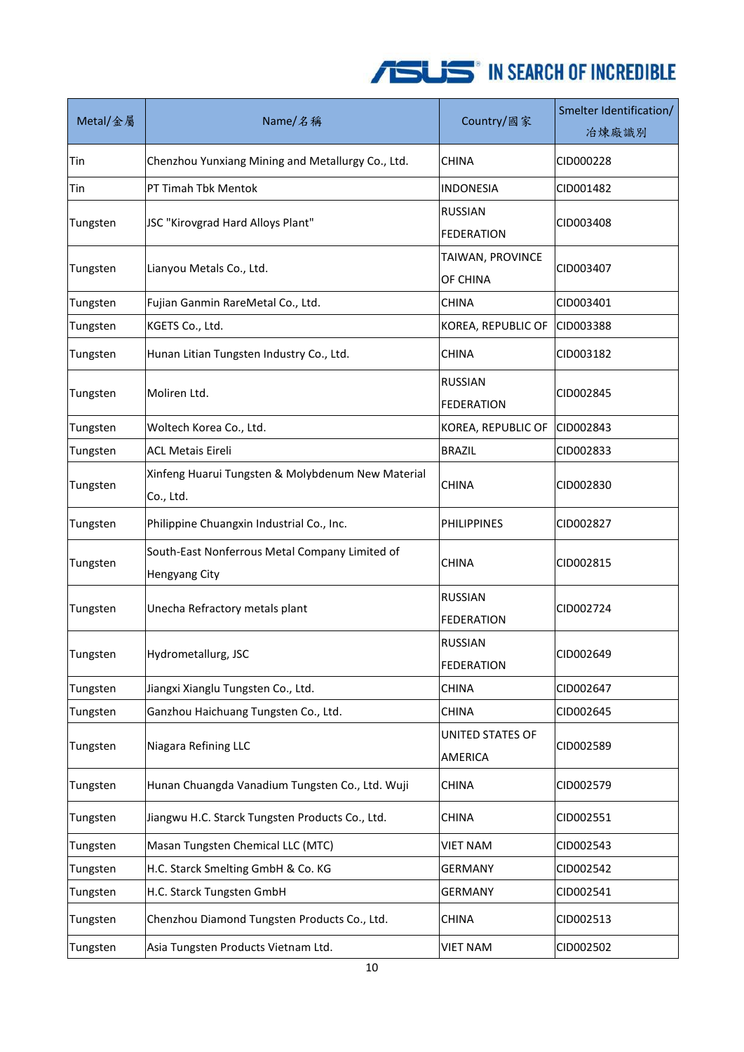| Metal/金屬 | Name/名稱 | Country/國家 | Smelter Identification/冶煉廠識別 |
|---|---|---|---|
| Tin | Chenzhou Yunxiang Mining and Metallurgy Co., Ltd. | CHINA | CID000228 |
| Tin | PT Timah Tbk Mentok | INDONESIA | CID001482 |
| Tungsten | JSC "Kirovgrad Hard Alloys Plant" | RUSSIAN FEDERATION | CID003408 |
| Tungsten | Lianyou Metals Co., Ltd. | TAIWAN, PROVINCE OF CHINA | CID003407 |
| Tungsten | Fujian Ganmin RareMetal Co., Ltd. | CHINA | CID003401 |
| Tungsten | KGETS Co., Ltd. | KOREA, REPUBLIC OF | CID003388 |
| Tungsten | Hunan Litian Tungsten Industry Co., Ltd. | CHINA | CID003182 |
| Tungsten | Moliren Ltd. | RUSSIAN FEDERATION | CID002845 |
| Tungsten | Woltech Korea Co., Ltd. | KOREA, REPUBLIC OF | CID002843 |
| Tungsten | ACL Metais Eireli | BRAZIL | CID002833 |
| Tungsten | Xinfeng Huarui Tungsten & Molybdenum New Material Co., Ltd. | CHINA | CID002830 |
| Tungsten | Philippine Chuangxin Industrial Co., Inc. | PHILIPPINES | CID002827 |
| Tungsten | South-East Nonferrous Metal Company Limited of Hengyang City | CHINA | CID002815 |
| Tungsten | Unecha Refractory metals plant | RUSSIAN FEDERATION | CID002724 |
| Tungsten | Hydrometallurg, JSC | RUSSIAN FEDERATION | CID002649 |
| Tungsten | Jiangxi Xianglu Tungsten Co., Ltd. | CHINA | CID002647 |
| Tungsten | Ganzhou Haichuang Tungsten Co., Ltd. | CHINA | CID002645 |
| Tungsten | Niagara Refining LLC | UNITED STATES OF AMERICA | CID002589 |
| Tungsten | Hunan Chuangda Vanadium Tungsten Co., Ltd. Wuji | CHINA | CID002579 |
| Tungsten | Jiangwu H.C. Starck Tungsten Products Co., Ltd. | CHINA | CID002551 |
| Tungsten | Masan Tungsten Chemical LLC (MTC) | VIET NAM | CID002543 |
| Tungsten | H.C. Starck Smelting GmbH & Co. KG | GERMANY | CID002542 |
| Tungsten | H.C. Starck Tungsten GmbH | GERMANY | CID002541 |
| Tungsten | Chenzhou Diamond Tungsten Products Co., Ltd. | CHINA | CID002513 |
| Tungsten | Asia Tungsten Products Vietnam Ltd. | VIET NAM | CID002502 |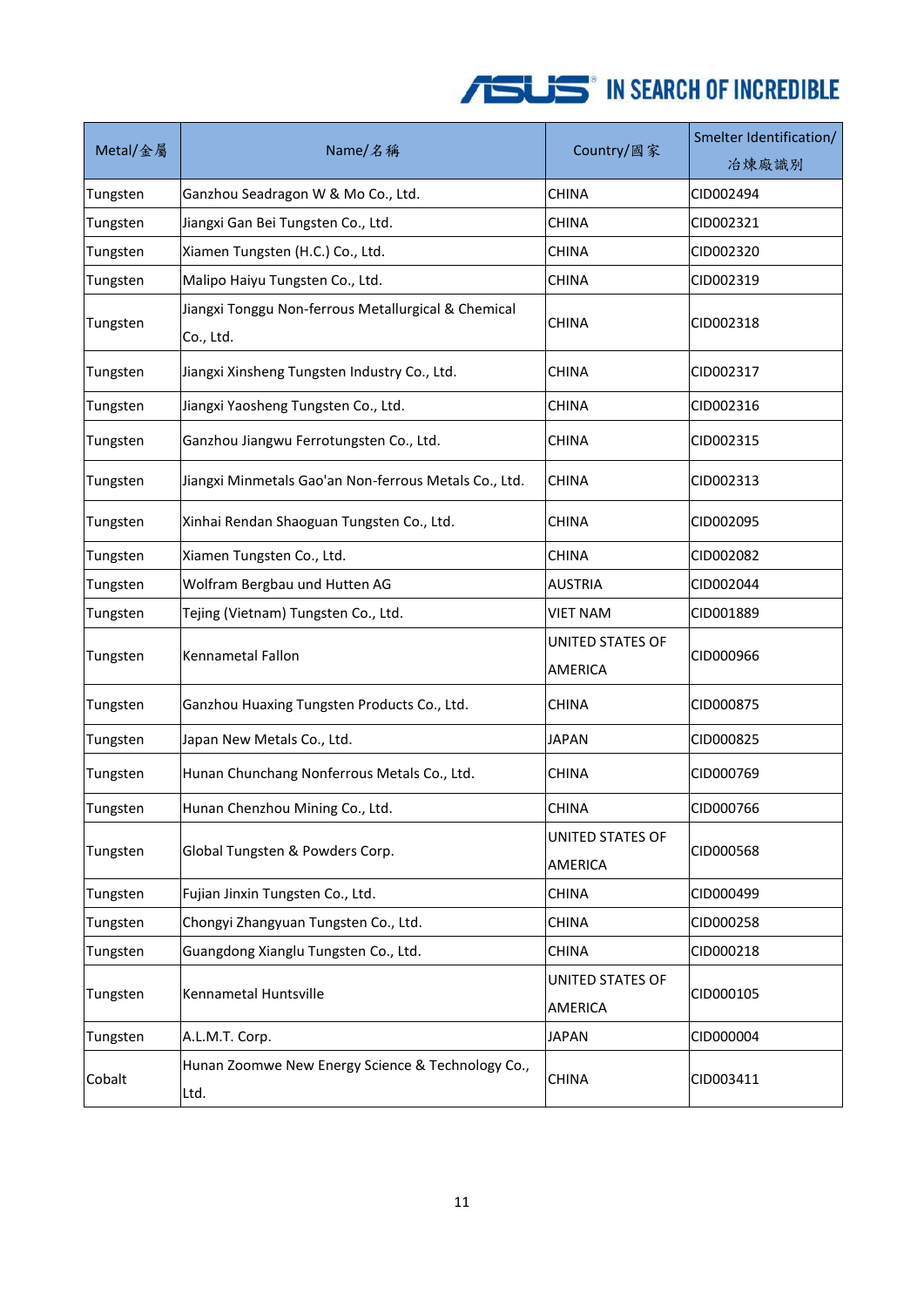| Metal/金屬 | Name/名稱 | Country/國家 | Smelter Identification/冶煉廠識別 |
|---|---|---|---|
| Tungsten | Ganzhou Seadragon W & Mo Co., Ltd. | CHINA | CID002494 |
| Tungsten | Jiangxi Gan Bei Tungsten Co., Ltd. | CHINA | CID002321 |
| Tungsten | Xiamen Tungsten (H.C.) Co., Ltd. | CHINA | CID002320 |
| Tungsten | Malipo Haiyu Tungsten Co., Ltd. | CHINA | CID002319 |
| Tungsten | Jiangxi Tonggu Non-ferrous Metallurgical & Chemical Co., Ltd. | CHINA | CID002318 |
| Tungsten | Jiangxi Xinsheng Tungsten Industry Co., Ltd. | CHINA | CID002317 |
| Tungsten | Jiangxi Yaosheng Tungsten Co., Ltd. | CHINA | CID002316 |
| Tungsten | Ganzhou Jiangwu Ferrotungsten Co., Ltd. | CHINA | CID002315 |
| Tungsten | Jiangxi Minmetals Gao'an Non-ferrous Metals Co., Ltd. | CHINA | CID002313 |
| Tungsten | Xinhai Rendan Shaoguan Tungsten Co., Ltd. | CHINA | CID002095 |
| Tungsten | Xiamen Tungsten Co., Ltd. | CHINA | CID002082 |
| Tungsten | Wolfram Bergbau und Hutten AG | AUSTRIA | CID002044 |
| Tungsten | Tejing (Vietnam) Tungsten Co., Ltd. | VIET NAM | CID001889 |
| Tungsten | Kennametal Fallon | UNITED STATES OF AMERICA | CID000966 |
| Tungsten | Ganzhou Huaxing Tungsten Products Co., Ltd. | CHINA | CID000875 |
| Tungsten | Japan New Metals Co., Ltd. | JAPAN | CID000825 |
| Tungsten | Hunan Chunchang Nonferrous Metals Co., Ltd. | CHINA | CID000769 |
| Tungsten | Hunan Chenzhou Mining Co., Ltd. | CHINA | CID000766 |
| Tungsten | Global Tungsten & Powders Corp. | UNITED STATES OF AMERICA | CID000568 |
| Tungsten | Fujian Jinxin Tungsten Co., Ltd. | CHINA | CID000499 |
| Tungsten | Chongyi Zhangyuan Tungsten Co., Ltd. | CHINA | CID000258 |
| Tungsten | Guangdong Xianglu Tungsten Co., Ltd. | CHINA | CID000218 |
| Tungsten | Kennametal Huntsville | UNITED STATES OF AMERICA | CID000105 |
| Tungsten | A.L.M.T. Corp. | JAPAN | CID000004 |
| Cobalt | Hunan Zoomwe New Energy Science & Technology Co., Ltd. | CHINA | CID003411 |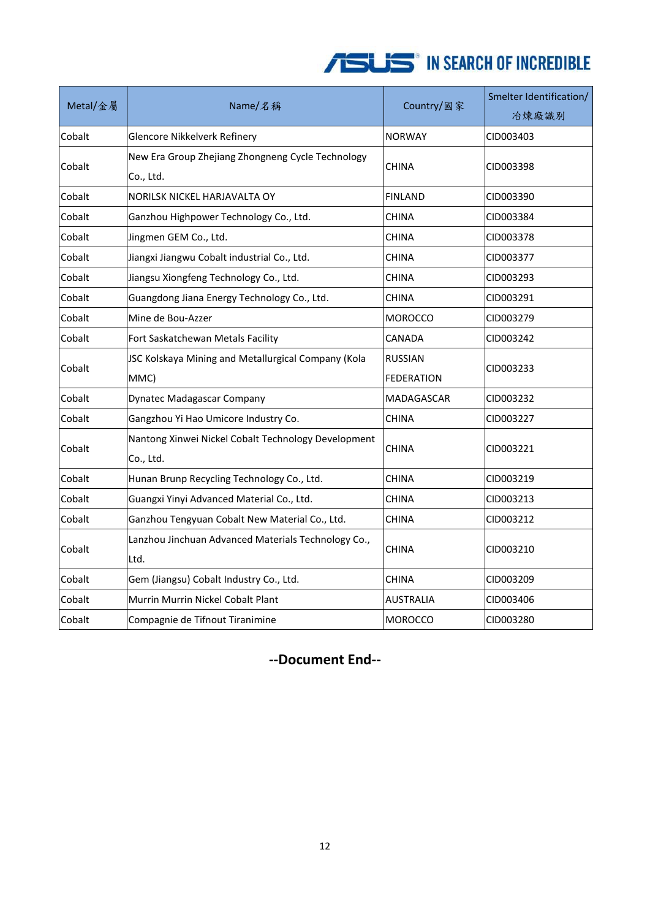| Metal/金屬 | Name/名稱 | Country/國家 | Smelter Identification/冶煉廠識別 |
|---|---|---|---|
| Cobalt | Glencore Nikkelverk Refinery | NORWAY | CID003403 |
| Cobalt | New Era Group Zhejiang Zhongneng Cycle Technology Co., Ltd. | CHINA | CID003398 |
| Cobalt | NORILSK NICKEL HARJAVALTA OY | FINLAND | CID003390 |
| Cobalt | Ganzhou Highpower Technology Co., Ltd. | CHINA | CID003384 |
| Cobalt | Jingmen GEM Co., Ltd. | CHINA | CID003378 |
| Cobalt | Jiangxi Jiangwu Cobalt industrial Co., Ltd. | CHINA | CID003377 |
| Cobalt | Jiangsu Xiongfeng Technology Co., Ltd. | CHINA | CID003293 |
| Cobalt | Guangdong Jiana Energy Technology Co., Ltd. | CHINA | CID003291 |
| Cobalt | Mine de Bou-Azzer | MOROCCO | CID003279 |
| Cobalt | Fort Saskatchewan Metals Facility | CANADA | CID003242 |
| Cobalt | JSC Kolskaya Mining and Metallurgical Company (Kola MMC) | RUSSIAN FEDERATION | CID003233 |
| Cobalt | Dynatec Madagascar Company | MADAGASCAR | CID003232 |
| Cobalt | Gangzhou Yi Hao Umicore Industry Co. | CHINA | CID003227 |
| Cobalt | Nantong Xinwei Nickel Cobalt Technology Development Co., Ltd. | CHINA | CID003221 |
| Cobalt | Hunan Brunp Recycling Technology Co., Ltd. | CHINA | CID003219 |
| Cobalt | Guangxi Yinyi Advanced Material Co., Ltd. | CHINA | CID003213 |
| Cobalt | Ganzhou Tengyuan Cobalt New Material Co., Ltd. | CHINA | CID003212 |
| Cobalt | Lanzhou Jinchuan Advanced Materials Technology Co., Ltd. | CHINA | CID003210 |
| Cobalt | Gem (Jiangsu) Cobalt Industry Co., Ltd. | CHINA | CID003209 |
| Cobalt | Murrin Murrin Nickel Cobalt Plant | AUSTRALIA | CID003406 |
| Cobalt | Compagnie de Tifnout Tiranimine | MOROCCO | CID003280 |

**--Document End--**